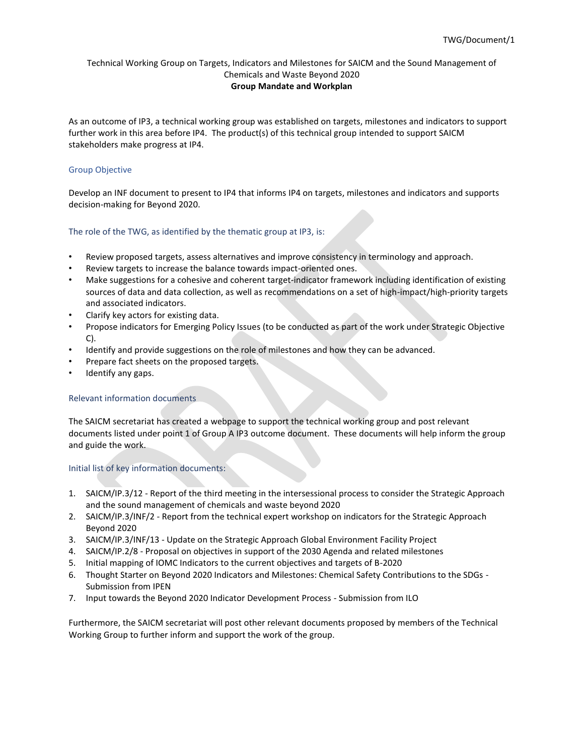TWG/Document/1

Technical Working Group on Targets, Indicators and Milestones for SAICM and the Sound Management of Chemicals and Waste Beyond 2020

**Group Mandate and Workplan**

As an outcome of IP3, a technical working group was established on targets, milestones and indicators to support further work in this area before IP4. The product(s) of this technical group intended to support SAICM stakeholders make progress at IP4.

### Group Objective

Develop an INF document to present to IP4 that informs IP4 on targets, milestones and indicators and supports decision-making for Beyond 2020.

### The role of the TWG, as identified by the thematic group at IP3, is:

- Review proposed targets, assess alternatives and improve consistency in terminology and approach.
- Review targets to increase the balance towards impact-oriented ones.
- Make suggestions for a cohesive and coherent target-indicator framework including identification of existing sources of data and data collection, as well as recommendations on a set of high-impact/high-priority targets and associated indicators.
- Clarify key actors for existing data.
- Propose indicators for Emerging Policy Issues (to be conducted as part of the work under Strategic Objective C).
- Identify and provide suggestions on the role of milestones and how they can be advanced.
- Prepare fact sheets on the proposed targets.
- Identify any gaps.

### Relevant information documents

The SAICM secretariat has created a webpage to support the technical working group and post relevant documents listed under point 1 of Group A IP3 outcome document. These documents will help inform the group and guide the work.

### Initial list of key information documents:

1. SAICM/IP.3/12 - Report of the third meeting in the intersessional process to consider the Strategic Approach and the sound management of chemicals and waste beyond 2020
2. SAICM/IP.3/INF/2 - Report from the technical expert workshop on indicators for the Strategic Approach Beyond 2020
3. SAICM/IP.3/INF/13 - Update on the Strategic Approach Global Environment Facility Project
4. SAICM/IP.2/8 - Proposal on objectives in support of the 2030 Agenda and related milestones
5. Initial mapping of IOMC Indicators to the current objectives and targets of B-2020
6. Thought Starter on Beyond 2020 Indicators and Milestones: Chemical Safety Contributions to the SDGs - Submission from IPEN
7. Input towards the Beyond 2020 Indicator Development Process - Submission from ILO

Furthermore, the SAICM secretariat will post other relevant documents proposed by members of the Technical Working Group to further inform and support the work of the group.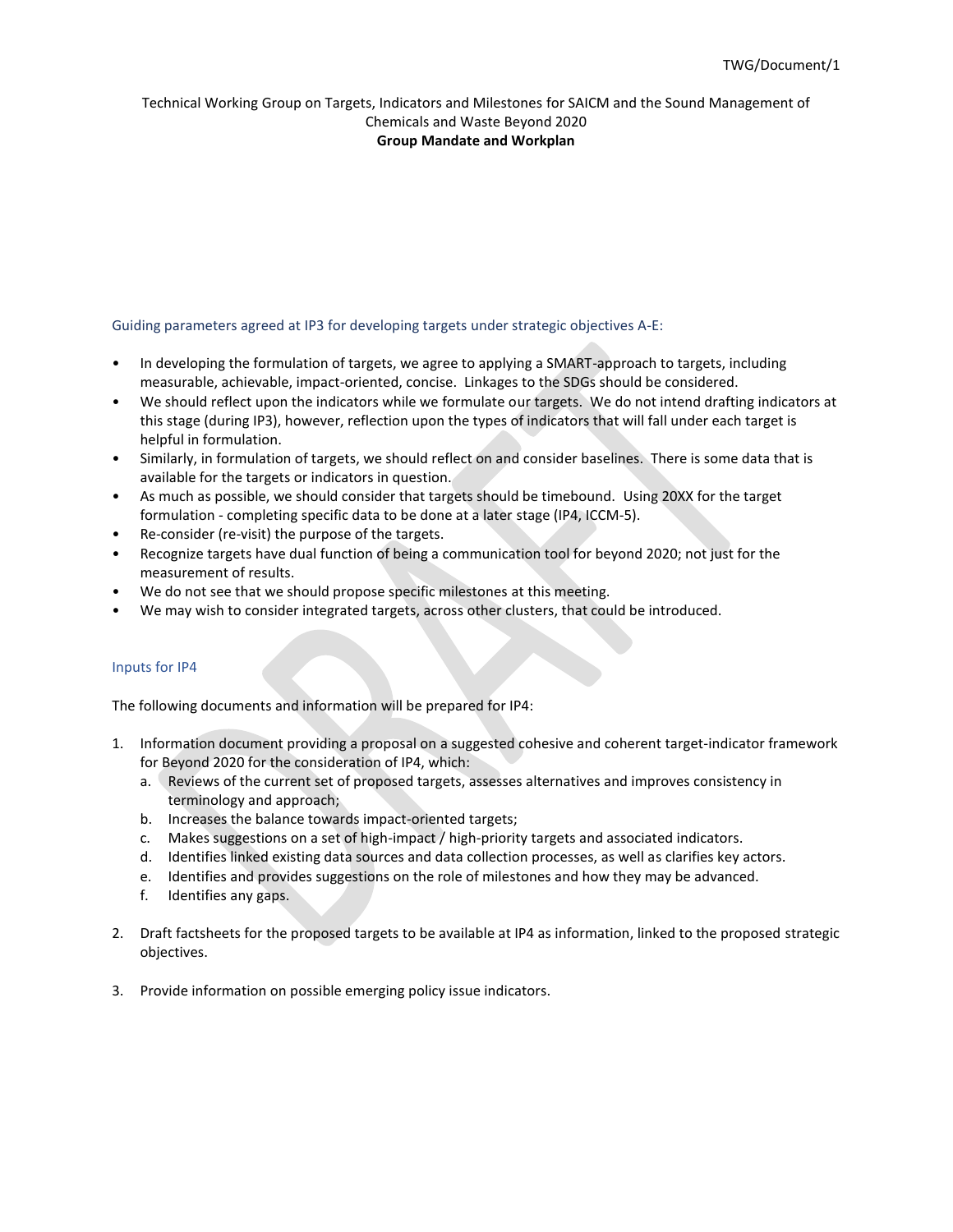Technical Working Group on Targets, Indicators and Milestones for SAICM and the Sound Management of Chemicals and Waste Beyond 2020

**Group Mandate and Workplan**

### Guiding parameters agreed at IP3 for developing targets under strategic objectives A-E:

- In developing the formulation of targets, we agree to applying a SMART-approach to targets, including measurable, achievable, impact-oriented, concise. Linkages to the SDGs should be considered.
- We should reflect upon the indicators while we formulate our targets. We do not intend drafting indicators at this stage (during IP3), however, reflection upon the types of indicators that will fall under each target is helpful in formulation.
- Similarly, in formulation of targets, we should reflect on and consider baselines. There is some data that is available for the targets or indicators in question.
- As much as possible, we should consider that targets should be timebound. Using 20XX for the target formulation - completing specific data to be done at a later stage (IP4, ICCM-5).
- Re-consider (re-visit) the purpose of the targets.
- Recognize targets have dual function of being a communication tool for beyond 2020; not just for the measurement of results.
- We do not see that we should propose specific milestones at this meeting.
- We may wish to consider integrated targets, across other clusters, that could be introduced.

### Inputs for IP4

The following documents and information will be prepared for IP4:

1. Information document providing a proposal on a suggested cohesive and coherent target-indicator framework for Beyond 2020 for the consideration of IP4, which:
   a. Reviews of the current set of proposed targets, assesses alternatives and improves consistency in terminology and approach;
   b. Increases the balance towards impact-oriented targets;
   c. Makes suggestions on a set of high-impact / high-priority targets and associated indicators.
   d. Identifies linked existing data sources and data collection processes, as well as clarifies key actors.
   e. Identifies and provides suggestions on the role of milestones and how they may be advanced.
   f. Identifies any gaps.

2. Draft factsheets for the proposed targets to be available at IP4 as information, linked to the proposed strategic objectives.

3. Provide information on possible emerging policy issue indicators.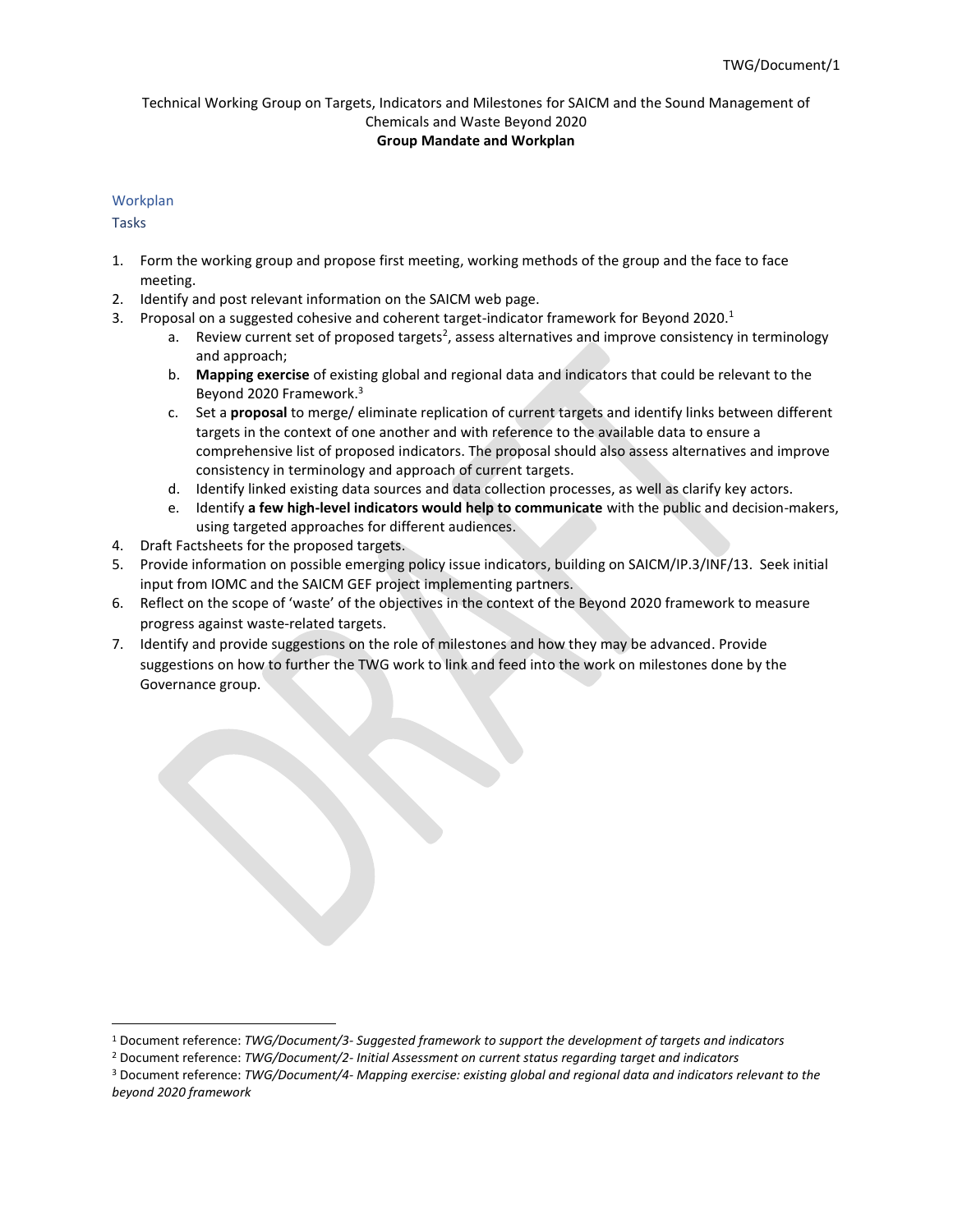Technical Working Group on Targets, Indicators and Milestones for SAICM and the Sound Management of Chemicals and Waste Beyond 2020

**Group Mandate and Workplan**

## Workplan

### Tasks

1. Form the working group and propose first meeting, working methods of the group and the face to face meeting.
2. Identify and post relevant information on the SAICM web page.
3. Proposal on a suggested cohesive and coherent target-indicator framework for Beyond 2020.[1]
   a. Review current set of proposed targets[2], assess alternatives and improve consistency in terminology and approach;
   b. **Mapping exercise** of existing global and regional data and indicators that could be relevant to the Beyond 2020 Framework.[3]
   c. Set a **proposal** to merge/ eliminate replication of current targets and identify links between different targets in the context of one another and with reference to the available data to ensure a comprehensive list of proposed indicators. The proposal should also assess alternatives and improve consistency in terminology and approach of current targets.
   d. Identify linked existing data sources and data collection processes, as well as clarify key actors.
   e. Identify **a few high-level indicators would help to communicate** with the public and decision-makers, using targeted approaches for different audiences.
4. Draft Factsheets for the proposed targets.
5. Provide information on possible emerging policy issue indicators, building on SAICM/IP.3/INF/13. Seek initial input from IOMC and the SAICM GEF project implementing partners.
6. Reflect on the scope of 'waste' of the objectives in the context of the Beyond 2020 framework to measure progress against waste-related targets.
7. Identify and provide suggestions on the role of milestones and how they may be advanced. Provide suggestions on how to further the TWG work to link and feed into the work on milestones done by the Governance group.

---

[1] Document reference: *TWG/Document/3- Suggested framework to support the development of targets and indicators*

[2] Document reference: *TWG/Document/2- Initial Assessment on current status regarding target and indicators*

[3] Document reference: *TWG/Document/4- Mapping exercise: existing global and regional data and indicators relevant to the beyond 2020 framework*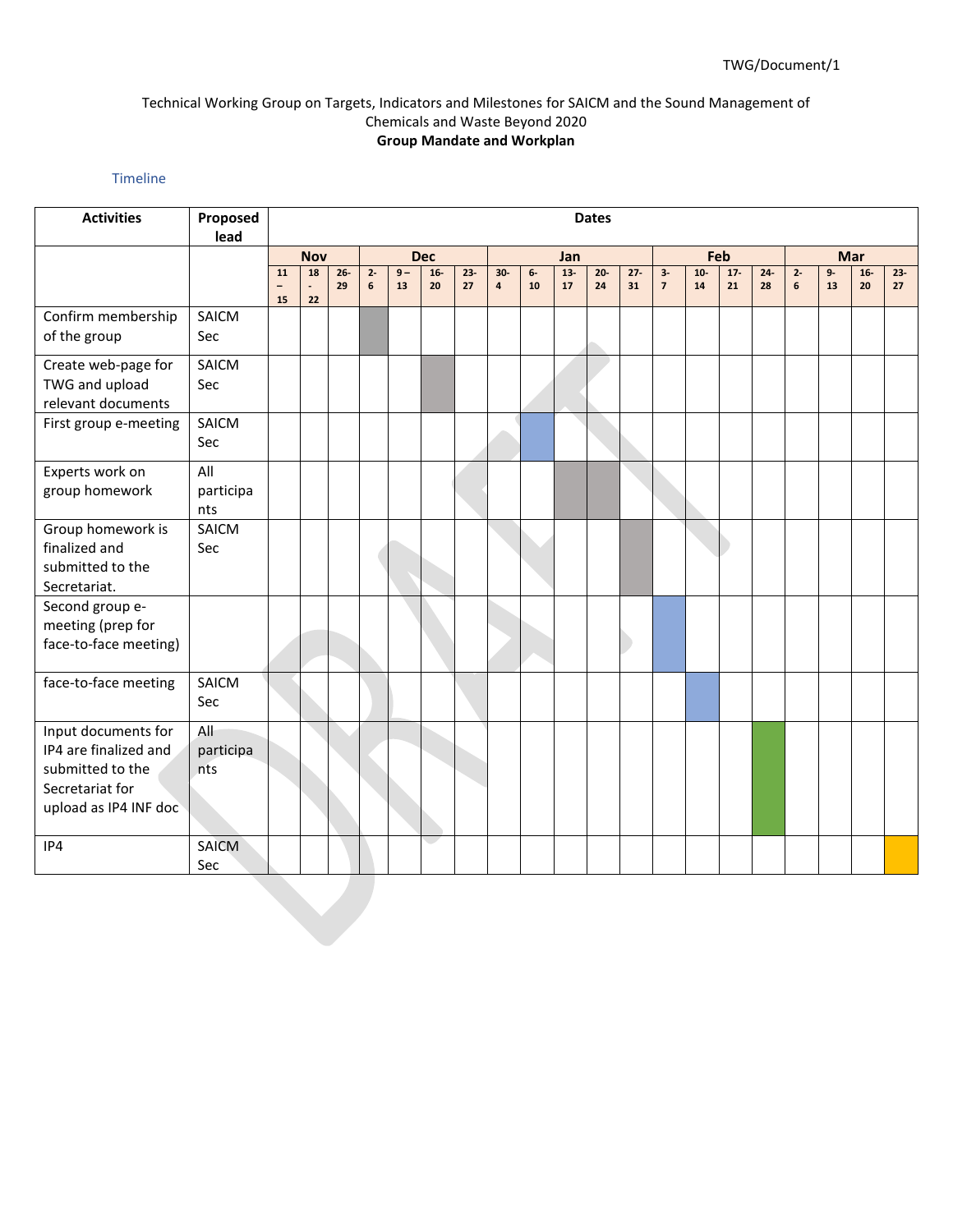Technical Working Group on Targets, Indicators and Milestones for SAICM and the Sound Management of Chemicals and Waste Beyond 2020

**Group Mandate and Workplan**

Timeline

| **Activities** | **Proposed lead** | **Dates** | | | | | | | | | | | | | | | | | | | |
|---|---|---|---|---|---|---|---|---|---|---|---|---|---|---|---|---|---|---|---|---|---|
| | | **Nov** | | | **Dec** | | | | **Jan** | | | | | **Feb** | | | | **Mar** | | | |
| | | **11 – 15** | **18 - 22** | **26-29** | **2-6** | **9 – 13** | **16-20** | **23-27** | **30-4** | **6-10** | **13-17** | **20-24** | **27-31** | **3-7** | **10-14** | **17-21** | **24-28** | **2-6** | **9-13** | **16-20** | **23-27** |
| Confirm membership of the group | SAICM Sec | | | | X | | | | | | | | | | | | | | | | |
| Create web-page for TWG and upload relevant documents | SAICM Sec | | | | | | X | | | | | | | | | | | | | | |
| First group e-meeting | SAICM Sec | | | | | | | | | X | | | | | | | | | | | |
| Experts work on group homework | All participants | | | | | | | | | | X | X | | | | | | | | | |
| Group homework is finalized and submitted to the Secretariat. | SAICM Sec | | | | | | | | | | | | X | | | | | | | | |
| Second group e-meeting (prep for face-to-face meeting) | | | | | | | | | | | | | | X | | | | | | | |
| face-to-face meeting | SAICM Sec | | | | | | | | | | | | | | X | | | | | | |
| Input documents for IP4 are finalized and submitted to the Secretariat for upload as IP4 INF doc | All participants | | | | | | | | | | | | | | | | X | | | | |
| IP4 | SAICM Sec | | | | | | | | | | | | | | | | | | | | X |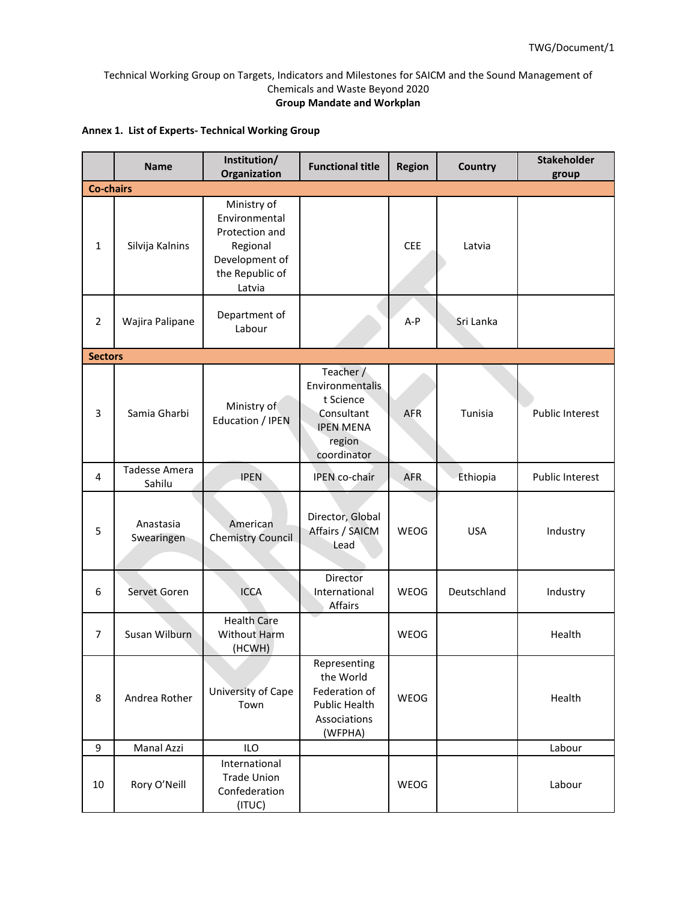TWG/Document/1

Technical Working Group on Targets, Indicators and Milestones for SAICM and the Sound Management of Chemicals and Waste Beyond 2020
**Group Mandate and Workplan**

**Annex 1. List of Experts- Technical Working Group**

| | Name | Institution/ Organization | Functional title | Region | Country | Stakeholder group |
|---|---|---|---|---|---|---|
| **Co-chairs** | | | | | | |
| 1 | Silvija Kalnins | Ministry of Environmental Protection and Regional Development of the Republic of Latvia | | CEE | Latvia | |
| 2 | Wajira Palipane | Department of Labour | | A-P | Sri Lanka | |
| **Sectors** | | | | | | |
| 3 | Samia Gharbi | Ministry of Education / IPEN | Teacher / Environmentalist Science Consultant IPEN MENA region coordinator | AFR | Tunisia | Public Interest |
| 4 | Tadesse Amera Sahilu | IPEN | IPEN co-chair | AFR | Ethiopia | Public Interest |
| 5 | Anastasia Swearingen | American Chemistry Council | Director, Global Affairs / SAICM Lead | WEOG | USA | Industry |
| 6 | Servet Goren | ICCA | Director International Affairs | WEOG | Deutschland | Industry |
| 7 | Susan Wilburn | Health Care Without Harm (HCWH) | | WEOG | | Health |
| 8 | Andrea Rother | University of Cape Town | Representing the World Federation of Public Health Associations (WFPHA) | WEOG | | Health |
| 9 | Manal Azzi | ILO | | | | Labour |
| 10 | Rory O'Neill | International Trade Union Confederation (ITUC) | | WEOG | | Labour |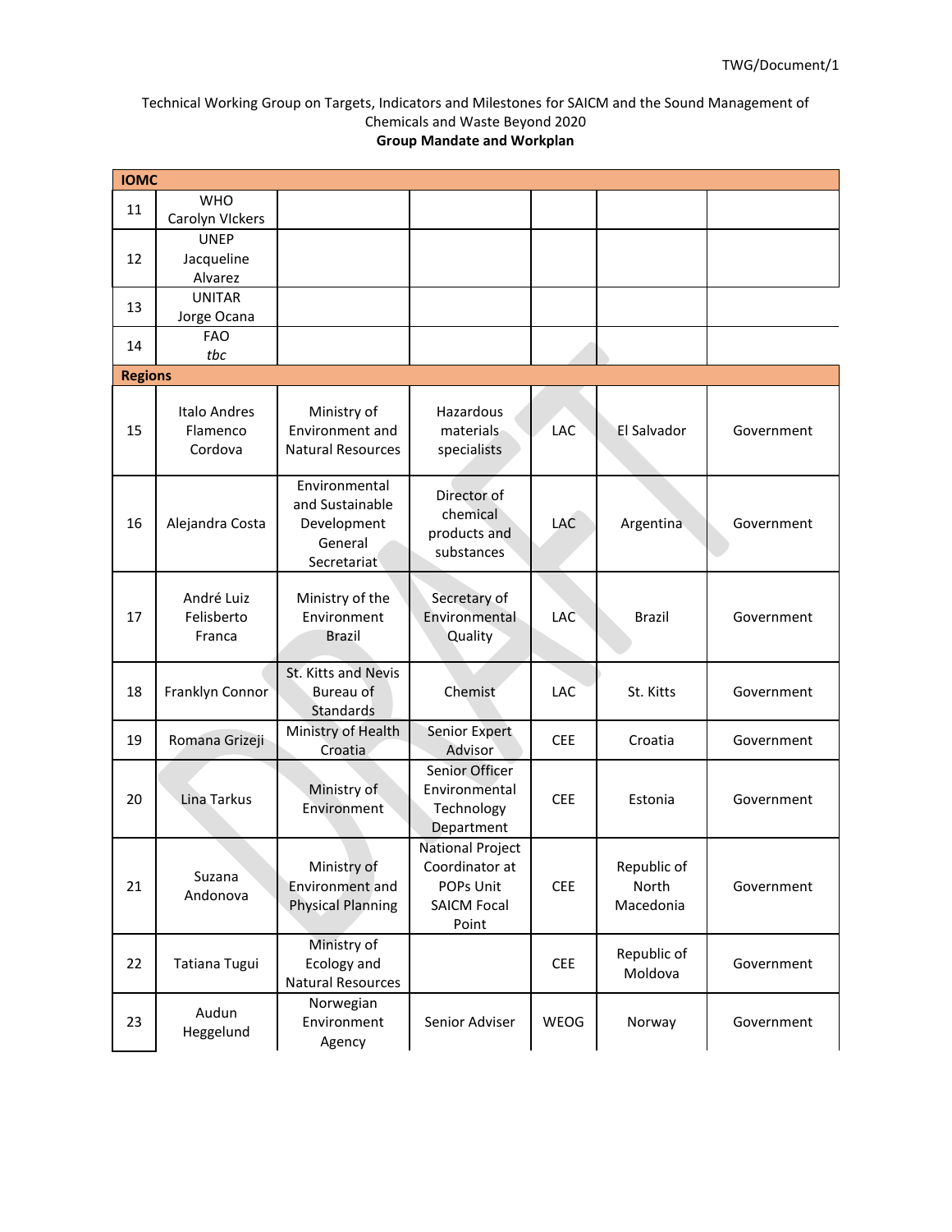Technical Working Group on Targets, Indicators and Milestones for SAICM and the Sound Management of Chemicals and Waste Beyond 2020

**Group Mandate and Workplan**

| | | | | | | |
|---|---|---|---|---|---|---|
| **IOMC** | | | | | | |
| 11 | WHO<br>Carolyn VIckers | | | | | |
| 12 | UNEP<br>Jacqueline Alvarez | | | | | |
| 13 | UNITAR<br>Jorge Ocana | | | | | |
| 14 | FAO<br>*tbc* | | | | | |
| **Regions** | | | | | | |
| 15 | Italo Andres Flamenco Cordova | Ministry of Environment and Natural Resources | Hazardous materials specialists | LAC | El Salvador | Government |
| 16 | Alejandra Costa | Environmental and Sustainable Development General Secretariat | Director of chemical products and substances | LAC | Argentina | Government |
| 17 | André Luiz Felisberto Franca | Ministry of the Environment Brazil | Secretary of Environmental Quality | LAC | Brazil | Government |
| 18 | Franklyn Connor | St. Kitts and Nevis Bureau of Standards | Chemist | LAC | St. Kitts | Government |
| 19 | Romana Grizeji | Ministry of Health Croatia | Senior Expert Advisor | CEE | Croatia | Government |
| 20 | Lina Tarkus | Ministry of Environment | Senior Officer Environmental Technology Department | CEE | Estonia | Government |
| 21 | Suzana Andonova | Ministry of Environment and Physical Planning | National Project Coordinator at POPs Unit SAICM Focal Point | CEE | Republic of North Macedonia | Government |
| 22 | Tatiana Tugui | Ministry of Ecology and Natural Resources | | CEE | Republic of Moldova | Government |
| 23 | Audun Heggelund | Norwegian Environment Agency | Senior Adviser | WEOG | Norway | Government |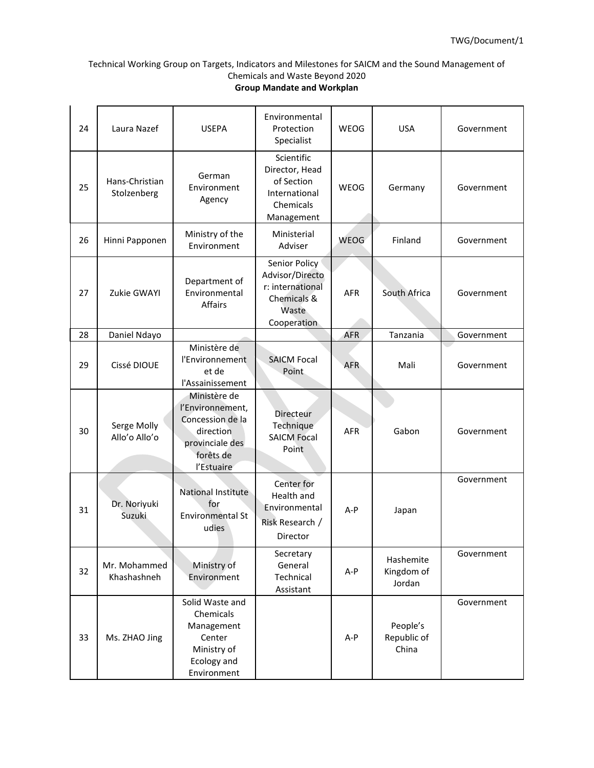Technical Working Group on Targets, Indicators and Milestones for SAICM and the Sound Management of Chemicals and Waste Beyond 2020
**Group Mandate and Workplan**

| | | | | | | |
|---|---|---|---|---|---|---|
| 24 | Laura Nazef | USEPA | Environmental Protection Specialist | WEOG | USA | Government |
| 25 | Hans-Christian Stolzenberg | German Environment Agency | Scientific Director, Head of Section International Chemicals Management | WEOG | Germany | Government |
| 26 | Hinni Papponen | Ministry of the Environment | Ministerial Adviser | WEOG | Finland | Government |
| 27 | Zukie GWAYI | Department of Environmental Affairs | Senior Policy Advisor/Director: international Chemicals & Waste Cooperation | AFR | South Africa | Government |
| 28 | Daniel Ndayo | | | AFR | Tanzania | Government |
| 29 | Cissé DIOUE | Ministère de l'Environnement et de l'Assainissement | SAICM Focal Point | AFR | Mali | Government |
| 30 | Serge Molly Allo'o Allo'o | Ministère de l'Environnement, Concession de la direction provinciale des forêts de l'Estuaire | Directeur Technique SAICM Focal Point | AFR | Gabon | Government |
| 31 | Dr. Noriyuki Suzuki | National Institute for Environmental Studies | Center for Health and Environmental Risk Research / Director | A-P | Japan | Government |
| 32 | Mr. Mohammed Khashashneh | Ministry of Environment | Secretary General Technical Assistant | A-P | Hashemite Kingdom of Jordan | Government |
| 33 | Ms. ZHAO Jing | Solid Waste and Chemicals Management Center Ministry of Ecology and Environment | | A-P | People's Republic of China | Government |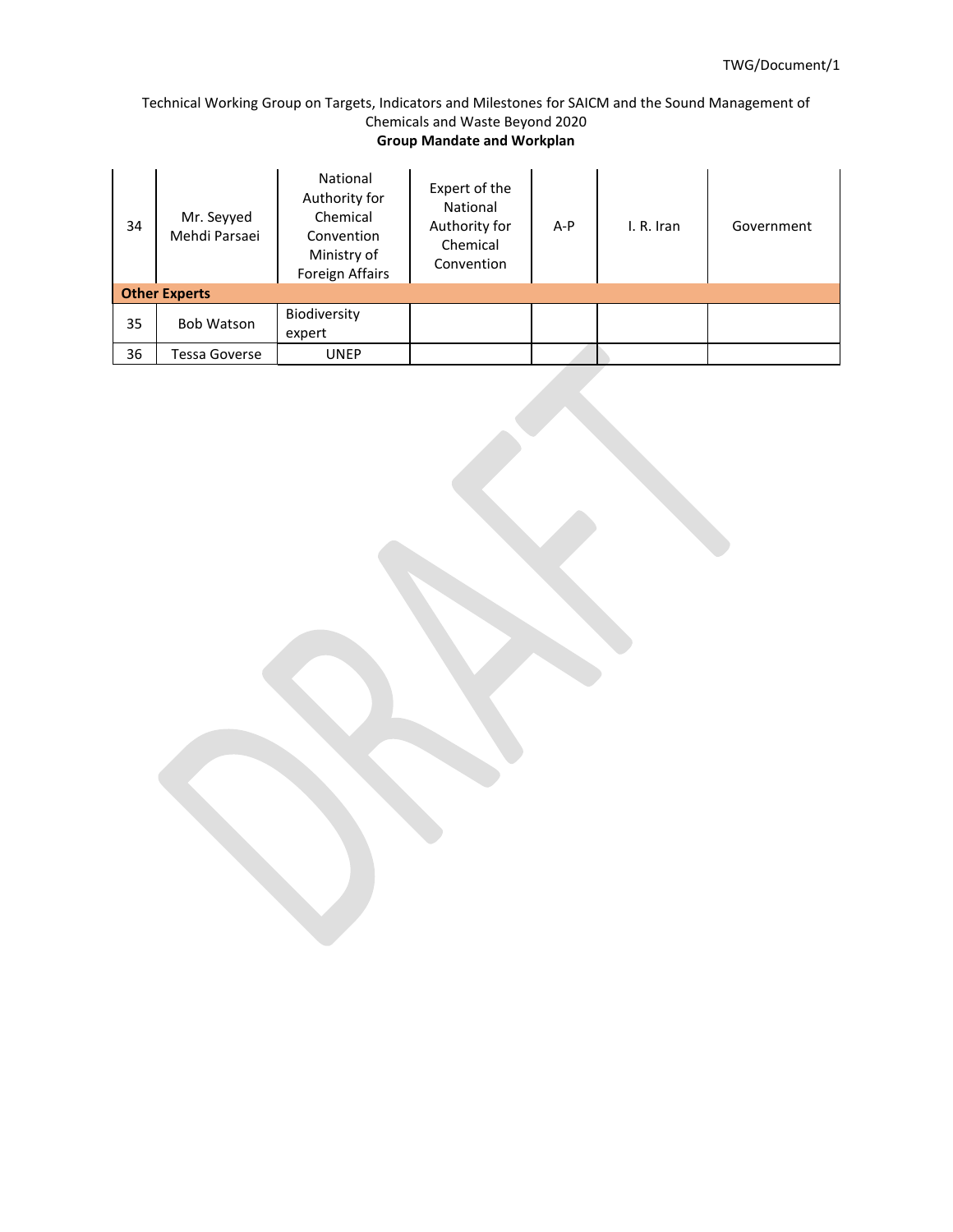Technical Working Group on Targets, Indicators and Milestones for SAICM and the Sound Management of Chemicals and Waste Beyond 2020

**Group Mandate and Workplan**

| | | | | | | |
|---|---|---|---|---|---|---|
| 34 | Mr. Seyyed Mehdi Parsaei | National Authority for Chemical Convention Ministry of Foreign Affairs | Expert of the National Authority for Chemical Convention | A-P | I. R. Iran | Government |
| **Other Experts** | | | | | | |
| 35 | Bob Watson | Biodiversity expert | | | | |
| 36 | Tessa Goverse | UNEP | | | | |